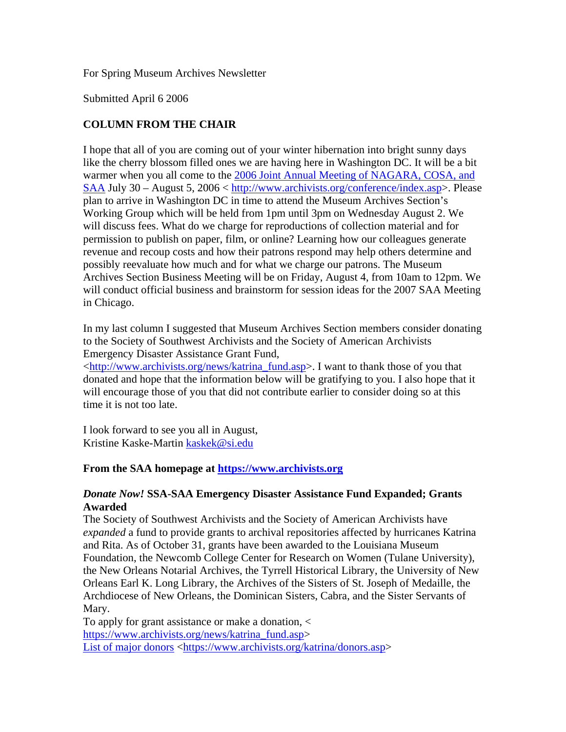For Spring Museum Archives Newsletter

Submitted April 6 2006

## COLUMN FROM THE CHAIR

I hope that all of you are coming out of your winter hibernation into bright sunny days like the cherry blossom filled ones we are having here in Washington DC. It will be a bit warmer when you all come to the [2006 Joint Annual Meeting of NAGARA, COSA, and SAA](http://www.archivists.org/conference/index.asp) July 30 – August 5, 2006 < [http://www.archivists.org/conference/index.asp](http://www.archivists.org/conference/index.asp)>. Please plan to arrive in Washington DC in time to attend the Museum Archives Section's Working Group which will be held from 1pm until 3pm on Wednesday August 2. We will discuss fees. What do we charge for reproductions of collection material and for permission to publish on paper, film, or online? Learning how our colleagues generate revenue and recoup costs and how their patrons respond may help others determine and possibly reevaluate how much and for what we charge our patrons. The Museum Archives Section Business Meeting will be on Friday, August 4, from 10am to 12pm. We will conduct official business and brainstorm for session ideas for the 2007 SAA Meeting in Chicago.

In my last column I suggested that Museum Archives Section members consider donating to the Society of Southwest Archivists and the Society of American Archivists Emergency Disaster Assistance Grant Fund, <[http://www.archivists.org/news/katrina_fund.asp](http://www.archivists.org/news/katrina_fund.asp)>. I want to thank those of you that donated and hope that the information below will be gratifying to you. I also hope that it will encourage those of you that did not contribute earlier to consider doing so at this time it is not too late.

I look forward to see you all in August,
Kristine Kaske-Martin [kaskek@si.edu](mailto:kaskek@si.edu)

**From the SAA homepage at [https://www.archivists.org](https://www.archivists.org)**

***Donate Now!* SSA-SAA Emergency Disaster Assistance Fund Expanded; Grants Awarded**

The Society of Southwest Archivists and the Society of American Archivists have *expanded* a fund to provide grants to archival repositories affected by hurricanes Katrina and Rita. As of October 31, grants have been awarded to the Louisiana Museum Foundation, the Newcomb College Center for Research on Women (Tulane University), the New Orleans Notarial Archives, the Tyrrell Historical Library, the University of New Orleans Earl K. Long Library, the Archives of the Sisters of St. Joseph of Medaille, the Archdiocese of New Orleans, the Dominican Sisters, Cabra, and the Sister Servants of Mary.

To apply for grant assistance or make a donation, < [https://www.archivists.org/news/katrina_fund.asp](https://www.archivists.org/news/katrina_fund.asp)>

[List of major donors](https://www.archivists.org/katrina/donors.asp) <[https://www.archivists.org/katrina/donors.asp](https://www.archivists.org/katrina/donors.asp)>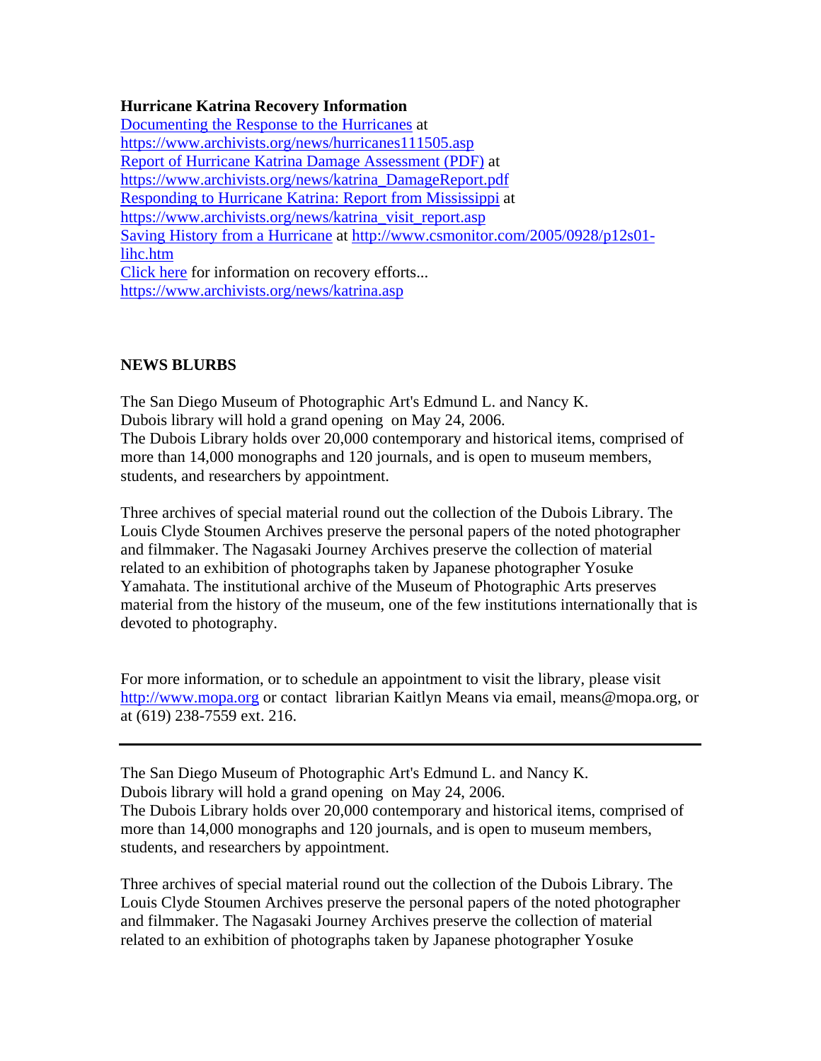**Hurricane Katrina Recovery Information**

[Documenting the Response to the Hurricanes](https://www.archivists.org/news/hurricanes111505.asp) at https://www.archivists.org/news/hurricanes111505.asp
[Report of Hurricane Katrina Damage Assessment (PDF)](https://www.archivists.org/news/katrina_DamageReport.pdf) at https://www.archivists.org/news/katrina_DamageReport.pdf
[Responding to Hurricane Katrina: Report from Mississippi](https://www.archivists.org/news/katrina_visit_report.asp) at https://www.archivists.org/news/katrina_visit_report.asp
[Saving History from a Hurricane](http://www.csmonitor.com/2005/0928/p12s01-lihc.htm) at http://www.csmonitor.com/2005/0928/p12s01-lihc.htm
[Click here](https://www.archivists.org/news/katrina.asp) for information on recovery efforts...
https://www.archivists.org/news/katrina.asp

**NEWS BLURBS**

The San Diego Museum of Photographic Art's Edmund L. and Nancy K. Dubois library will hold a grand opening on May 24, 2006.
The Dubois Library holds over 20,000 contemporary and historical items, comprised of more than 14,000 monographs and 120 journals, and is open to museum members, students, and researchers by appointment.

Three archives of special material round out the collection of the Dubois Library. The Louis Clyde Stoumen Archives preserve the personal papers of the noted photographer and filmmaker. The Nagasaki Journey Archives preserve the collection of material related to an exhibition of photographs taken by Japanese photographer Yosuke Yamahata. The institutional archive of the Museum of Photographic Arts preserves material from the history of the museum, one of the few institutions internationally that is devoted to photography.

For more information, or to schedule an appointment to visit the library, please visit [http://www.mopa.org](http://www.mopa.org) or contact librarian Kaitlyn Means via email, means@mopa.org, or at (619) 238-7559 ext. 216.

---

The San Diego Museum of Photographic Art's Edmund L. and Nancy K. Dubois library will hold a grand opening on May 24, 2006.
The Dubois Library holds over 20,000 contemporary and historical items, comprised of more than 14,000 monographs and 120 journals, and is open to museum members, students, and researchers by appointment.

Three archives of special material round out the collection of the Dubois Library. The Louis Clyde Stoumen Archives preserve the personal papers of the noted photographer and filmmaker. The Nagasaki Journey Archives preserve the collection of material related to an exhibition of photographs taken by Japanese photographer Yosuke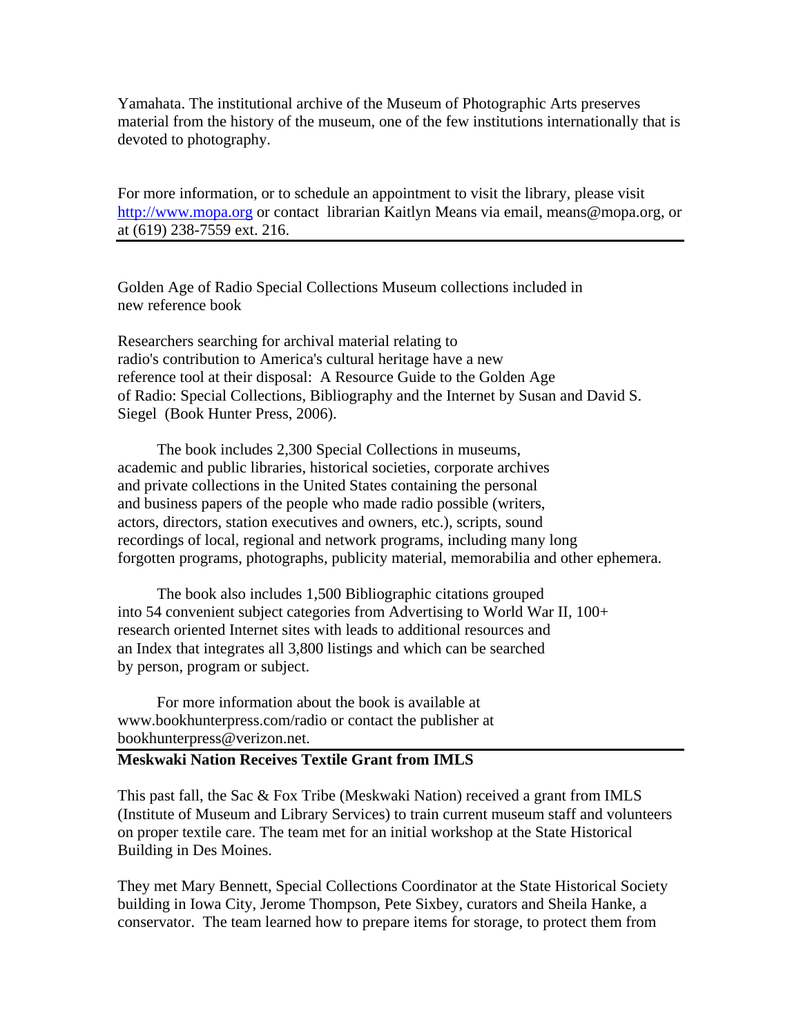Yamahata. The institutional archive of the Museum of Photographic Arts preserves material from the history of the museum, one of the few institutions internationally that is devoted to photography.

For more information, or to schedule an appointment to visit the library, please visit [http://www.mopa.org](http://www.mopa.org) or contact librarian Kaitlyn Means via email, means@mopa.org, or at (619) 238-7559 ext. 216.

---

Golden Age of Radio Special Collections Museum collections included in new reference book

Researchers searching for archival material relating to radio's contribution to America's cultural heritage have a new reference tool at their disposal: A Resource Guide to the Golden Age of Radio: Special Collections, Bibliography and the Internet by Susan and David S. Siegel (Book Hunter Press, 2006).

The book includes 2,300 Special Collections in museums, academic and public libraries, historical societies, corporate archives and private collections in the United States containing the personal and business papers of the people who made radio possible (writers, actors, directors, station executives and owners, etc.), scripts, sound recordings of local, regional and network programs, including many long forgotten programs, photographs, publicity material, memorabilia and other ephemera.

The book also includes 1,500 Bibliographic citations grouped into 54 convenient subject categories from Advertising to World War II, 100+ research oriented Internet sites with leads to additional resources and an Index that integrates all 3,800 listings and which can be searched by person, program or subject.

For more information about the book is available at www.bookhunterpress.com/radio or contact the publisher at bookhunterpress@verizon.net.

---

**Meskwaki Nation Receives Textile Grant from IMLS**

This past fall, the Sac & Fox Tribe (Meskwaki Nation) received a grant from IMLS (Institute of Museum and Library Services) to train current museum staff and volunteers on proper textile care. The team met for an initial workshop at the State Historical Building in Des Moines.

They met Mary Bennett, Special Collections Coordinator at the State Historical Society building in Iowa City, Jerome Thompson, Pete Sixbey, curators and Sheila Hanke, a conservator. The team learned how to prepare items for storage, to protect them from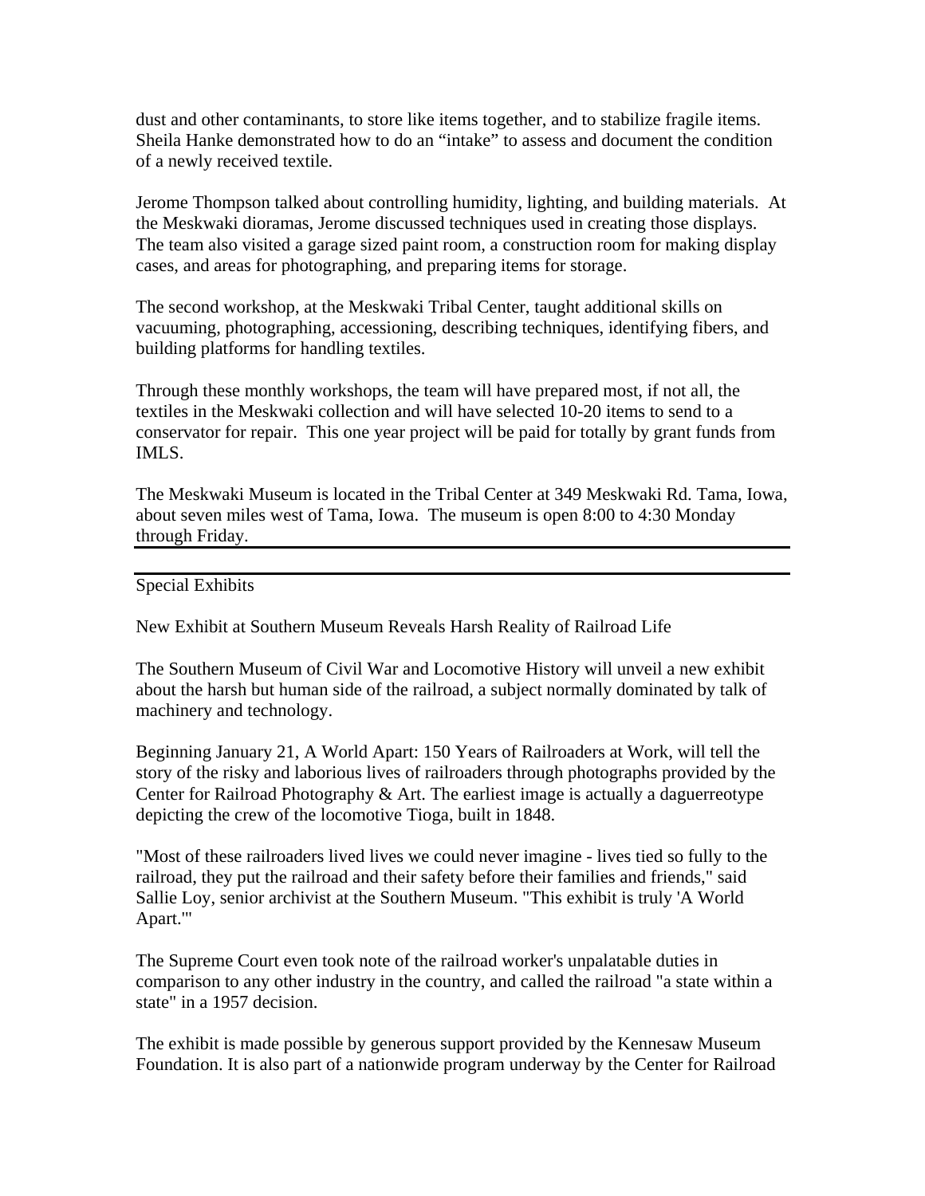dust and other contaminants, to store like items together, and to stabilize fragile items. Sheila Hanke demonstrated how to do an "intake" to assess and document the condition of a newly received textile.

Jerome Thompson talked about controlling humidity, lighting, and building materials. At the Meskwaki dioramas, Jerome discussed techniques used in creating those displays. The team also visited a garage sized paint room, a construction room for making display cases, and areas for photographing, and preparing items for storage.

The second workshop, at the Meskwaki Tribal Center, taught additional skills on vacuuming, photographing, accessioning, describing techniques, identifying fibers, and building platforms for handling textiles.

Through these monthly workshops, the team will have prepared most, if not all, the textiles in the Meskwaki collection and will have selected 10-20 items to send to a conservator for repair. This one year project will be paid for totally by grant funds from IMLS.

The Meskwaki Museum is located in the Tribal Center at 349 Meskwaki Rd. Tama, Iowa, about seven miles west of Tama, Iowa. The museum is open 8:00 to 4:30 Monday through Friday.

---

## Special Exhibits

### New Exhibit at Southern Museum Reveals Harsh Reality of Railroad Life

The Southern Museum of Civil War and Locomotive History will unveil a new exhibit about the harsh but human side of the railroad, a subject normally dominated by talk of machinery and technology.

Beginning January 21, A World Apart: 150 Years of Railroaders at Work, will tell the story of the risky and laborious lives of railroaders through photographs provided by the Center for Railroad Photography & Art. The earliest image is actually a daguerreotype depicting the crew of the locomotive Tioga, built in 1848.

"Most of these railroaders lived lives we could never imagine - lives tied so fully to the railroad, they put the railroad and their safety before their families and friends," said Sallie Loy, senior archivist at the Southern Museum. "This exhibit is truly 'A World Apart.'"

The Supreme Court even took note of the railroad worker's unpalatable duties in comparison to any other industry in the country, and called the railroad "a state within a state" in a 1957 decision.

The exhibit is made possible by generous support provided by the Kennesaw Museum Foundation. It is also part of a nationwide program underway by the Center for Railroad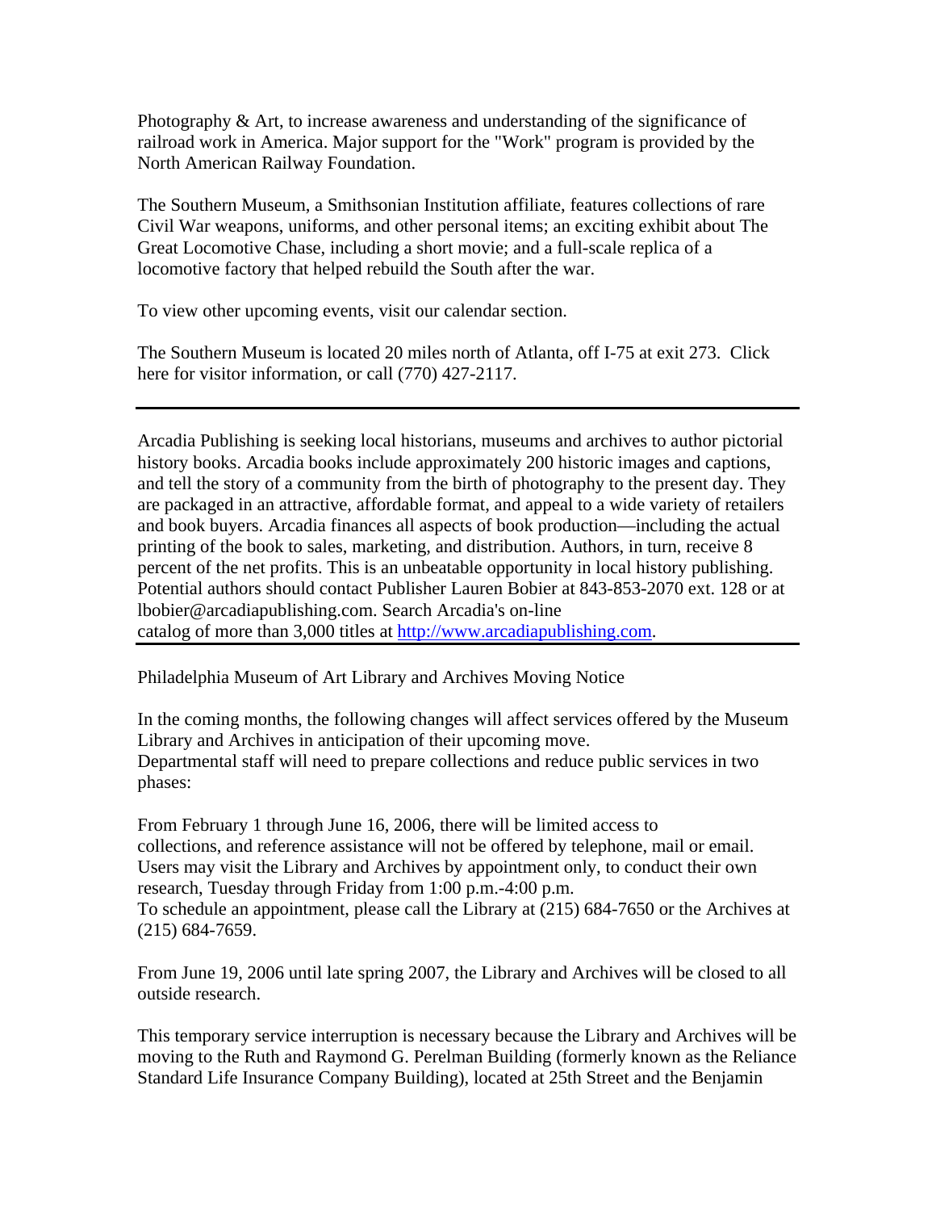Photography & Art, to increase awareness and understanding of the significance of railroad work in America. Major support for the "Work" program is provided by the North American Railway Foundation.

The Southern Museum, a Smithsonian Institution affiliate, features collections of rare Civil War weapons, uniforms, and other personal items; an exciting exhibit about The Great Locomotive Chase, including a short movie; and a full-scale replica of a locomotive factory that helped rebuild the South after the war.

To view other upcoming events, visit our calendar section.

The Southern Museum is located 20 miles north of Atlanta, off I-75 at exit 273. Click here for visitor information, or call (770) 427-2117.

---

Arcadia Publishing is seeking local historians, museums and archives to author pictorial history books. Arcadia books include approximately 200 historic images and captions, and tell the story of a community from the birth of photography to the present day. They are packaged in an attractive, affordable format, and appeal to a wide variety of retailers and book buyers. Arcadia finances all aspects of book production—including the actual printing of the book to sales, marketing, and distribution. Authors, in turn, receive 8 percent of the net profits. This is an unbeatable opportunity in local history publishing. Potential authors should contact Publisher Lauren Bobier at 843-853-2070 ext. 128 or at lbobier@arcadiapublishing.com. Search Arcadia's on-line catalog of more than 3,000 titles at http://www.arcadiapublishing.com.

---

Philadelphia Museum of Art Library and Archives Moving Notice

In the coming months, the following changes will affect services offered by the Museum Library and Archives in anticipation of their upcoming move.
Departmental staff will need to prepare collections and reduce public services in two phases:

From February 1 through June 16, 2006, there will be limited access to collections, and reference assistance will not be offered by telephone, mail or email. Users may visit the Library and Archives by appointment only, to conduct their own research, Tuesday through Friday from 1:00 p.m.-4:00 p.m.
To schedule an appointment, please call the Library at (215) 684-7650 or the Archives at (215) 684-7659.

From June 19, 2006 until late spring 2007, the Library and Archives will be closed to all outside research.

This temporary service interruption is necessary because the Library and Archives will be moving to the Ruth and Raymond G. Perelman Building (formerly known as the Reliance Standard Life Insurance Company Building), located at 25th Street and the Benjamin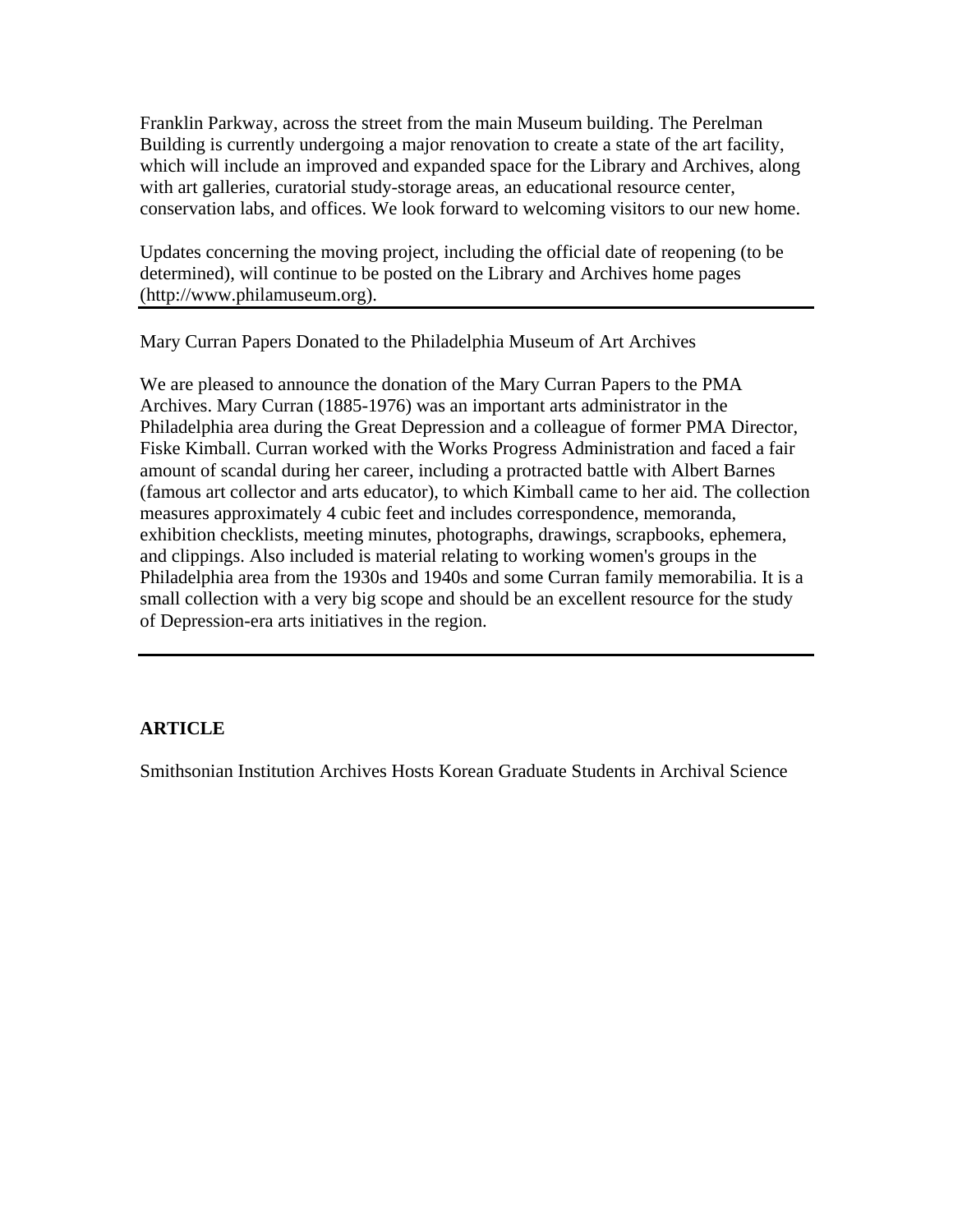Franklin Parkway, across the street from the main Museum building. The Perelman Building is currently undergoing a major renovation to create a state of the art facility, which will include an improved and expanded space for the Library and Archives, along with art galleries, curatorial study-storage areas, an educational resource center, conservation labs, and offices. We look forward to welcoming visitors to our new home.

Updates concerning the moving project, including the official date of reopening (to be determined), will continue to be posted on the Library and Archives home pages (http://www.philamuseum.org).

---

Mary Curran Papers Donated to the Philadelphia Museum of Art Archives

We are pleased to announce the donation of the Mary Curran Papers to the PMA Archives. Mary Curran (1885-1976) was an important arts administrator in the Philadelphia area during the Great Depression and a colleague of former PMA Director, Fiske Kimball. Curran worked with the Works Progress Administration and faced a fair amount of scandal during her career, including a protracted battle with Albert Barnes (famous art collector and arts educator), to which Kimball came to her aid. The collection measures approximately 4 cubic feet and includes correspondence, memoranda, exhibition checklists, meeting minutes, photographs, drawings, scrapbooks, ephemera, and clippings. Also included is material relating to working women's groups in the Philadelphia area from the 1930s and 1940s and some Curran family memorabilia. It is a small collection with a very big scope and should be an excellent resource for the study of Depression-era arts initiatives in the region.

---

**ARTICLE**

Smithsonian Institution Archives Hosts Korean Graduate Students in Archival Science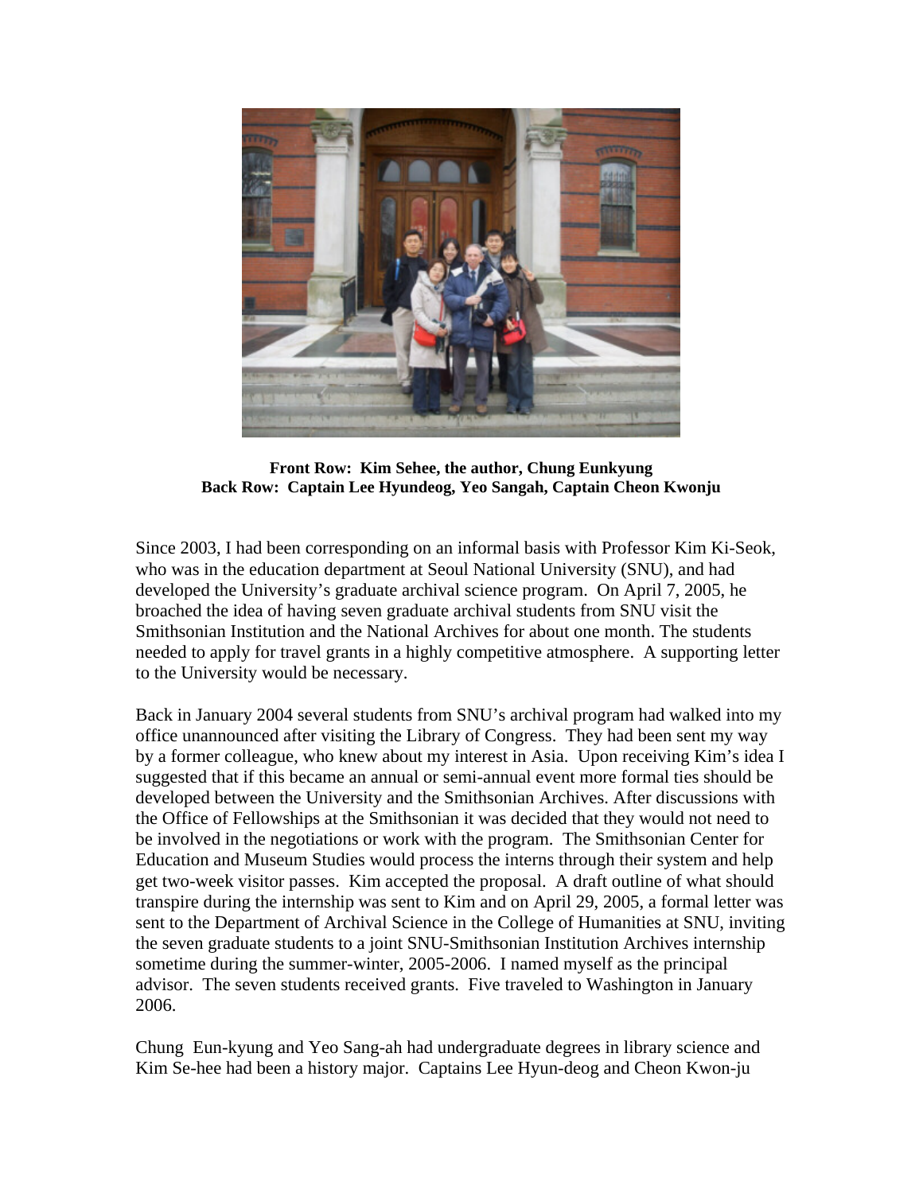**Front Row: Kim Sehee, the author, Chung Eunkyung**
**Back Row: Captain Lee Hyundeog, Yeo Sangah, Captain Cheon Kwonju**

Since 2003, I had been corresponding on an informal basis with Professor Kim Ki-Seok, who was in the education department at Seoul National University (SNU), and had developed the University's graduate archival science program. On April 7, 2005, he broached the idea of having seven graduate archival students from SNU visit the Smithsonian Institution and the National Archives for about one month. The students needed to apply for travel grants in a highly competitive atmosphere. A supporting letter to the University would be necessary.

Back in January 2004 several students from SNU's archival program had walked into my office unannounced after visiting the Library of Congress. They had been sent my way by a former colleague, who knew about my interest in Asia. Upon receiving Kim's idea I suggested that if this became an annual or semi-annual event more formal ties should be developed between the University and the Smithsonian Archives. After discussions with the Office of Fellowships at the Smithsonian it was decided that they would not need to be involved in the negotiations or work with the program. The Smithsonian Center for Education and Museum Studies would process the interns through their system and help get two-week visitor passes. Kim accepted the proposal. A draft outline of what should transpire during the internship was sent to Kim and on April 29, 2005, a formal letter was sent to the Department of Archival Science in the College of Humanities at SNU, inviting the seven graduate students to a joint SNU-Smithsonian Institution Archives internship sometime during the summer-winter, 2005-2006. I named myself as the principal advisor. The seven students received grants. Five traveled to Washington in January 2006.

Chung Eun-kyung and Yeo Sang-ah had undergraduate degrees in library science and Kim Se-hee had been a history major. Captains Lee Hyun-deog and Cheon Kwon-ju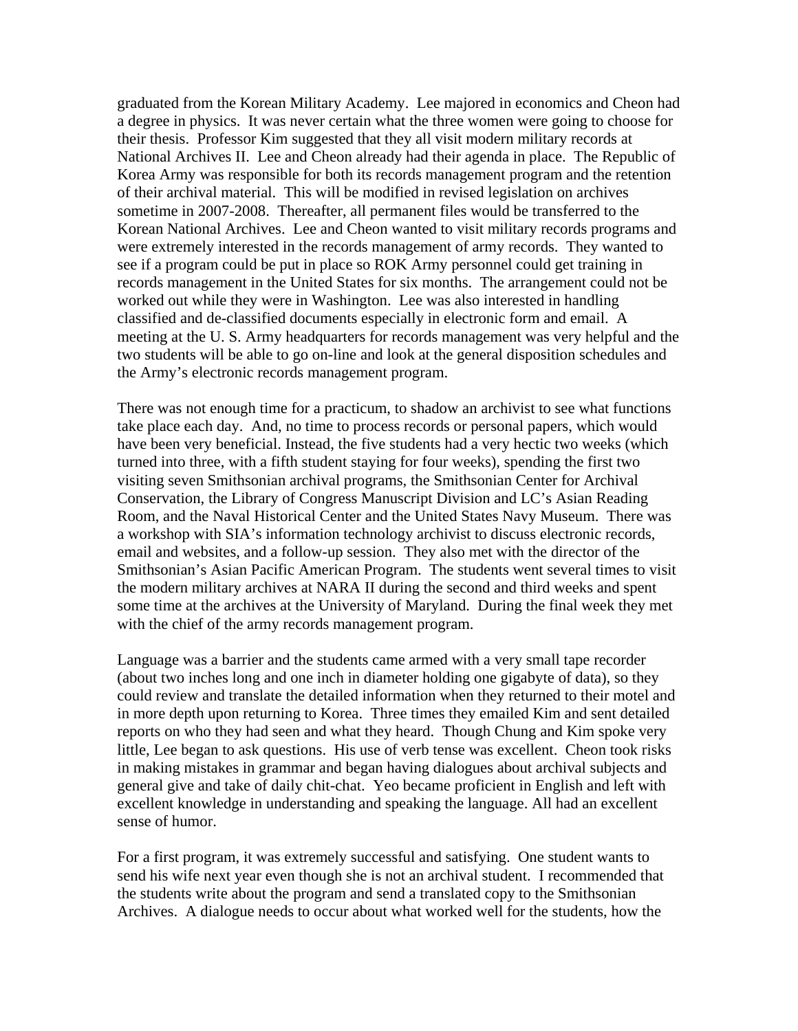graduated from the Korean Military Academy. Lee majored in economics and Cheon had a degree in physics. It was never certain what the three women were going to choose for their thesis. Professor Kim suggested that they all visit modern military records at National Archives II. Lee and Cheon already had their agenda in place. The Republic of Korea Army was responsible for both its records management program and the retention of their archival material. This will be modified in revised legislation on archives sometime in 2007-2008. Thereafter, all permanent files would be transferred to the Korean National Archives. Lee and Cheon wanted to visit military records programs and were extremely interested in the records management of army records. They wanted to see if a program could be put in place so ROK Army personnel could get training in records management in the United States for six months. The arrangement could not be worked out while they were in Washington. Lee was also interested in handling classified and de-classified documents especially in electronic form and email. A meeting at the U. S. Army headquarters for records management was very helpful and the two students will be able to go on-line and look at the general disposition schedules and the Army's electronic records management program.

There was not enough time for a practicum, to shadow an archivist to see what functions take place each day. And, no time to process records or personal papers, which would have been very beneficial. Instead, the five students had a very hectic two weeks (which turned into three, with a fifth student staying for four weeks), spending the first two visiting seven Smithsonian archival programs, the Smithsonian Center for Archival Conservation, the Library of Congress Manuscript Division and LC's Asian Reading Room, and the Naval Historical Center and the United States Navy Museum. There was a workshop with SIA's information technology archivist to discuss electronic records, email and websites, and a follow-up session. They also met with the director of the Smithsonian's Asian Pacific American Program. The students went several times to visit the modern military archives at NARA II during the second and third weeks and spent some time at the archives at the University of Maryland. During the final week they met with the chief of the army records management program.

Language was a barrier and the students came armed with a very small tape recorder (about two inches long and one inch in diameter holding one gigabyte of data), so they could review and translate the detailed information when they returned to their motel and in more depth upon returning to Korea. Three times they emailed Kim and sent detailed reports on who they had seen and what they heard. Though Chung and Kim spoke very little, Lee began to ask questions. His use of verb tense was excellent. Cheon took risks in making mistakes in grammar and began having dialogues about archival subjects and general give and take of daily chit-chat. Yeo became proficient in English and left with excellent knowledge in understanding and speaking the language. All had an excellent sense of humor.

For a first program, it was extremely successful and satisfying. One student wants to send his wife next year even though she is not an archival student. I recommended that the students write about the program and send a translated copy to the Smithsonian Archives. A dialogue needs to occur about what worked well for the students, how the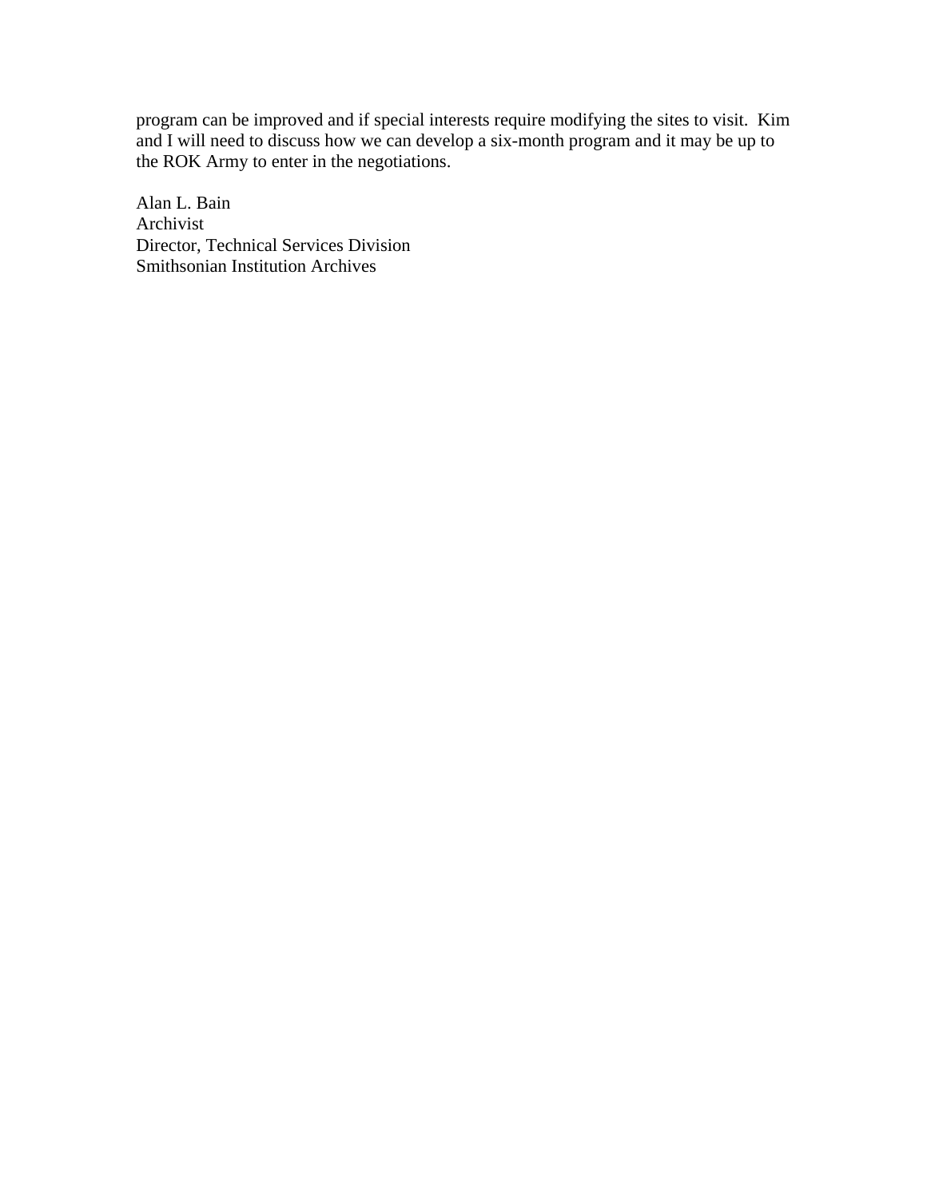program can be improved and if special interests require modifying the sites to visit. Kim and I will need to discuss how we can develop a six-month program and it may be up to the ROK Army to enter in the negotiations.

Alan L. Bain
Archivist
Director, Technical Services Division
Smithsonian Institution Archives